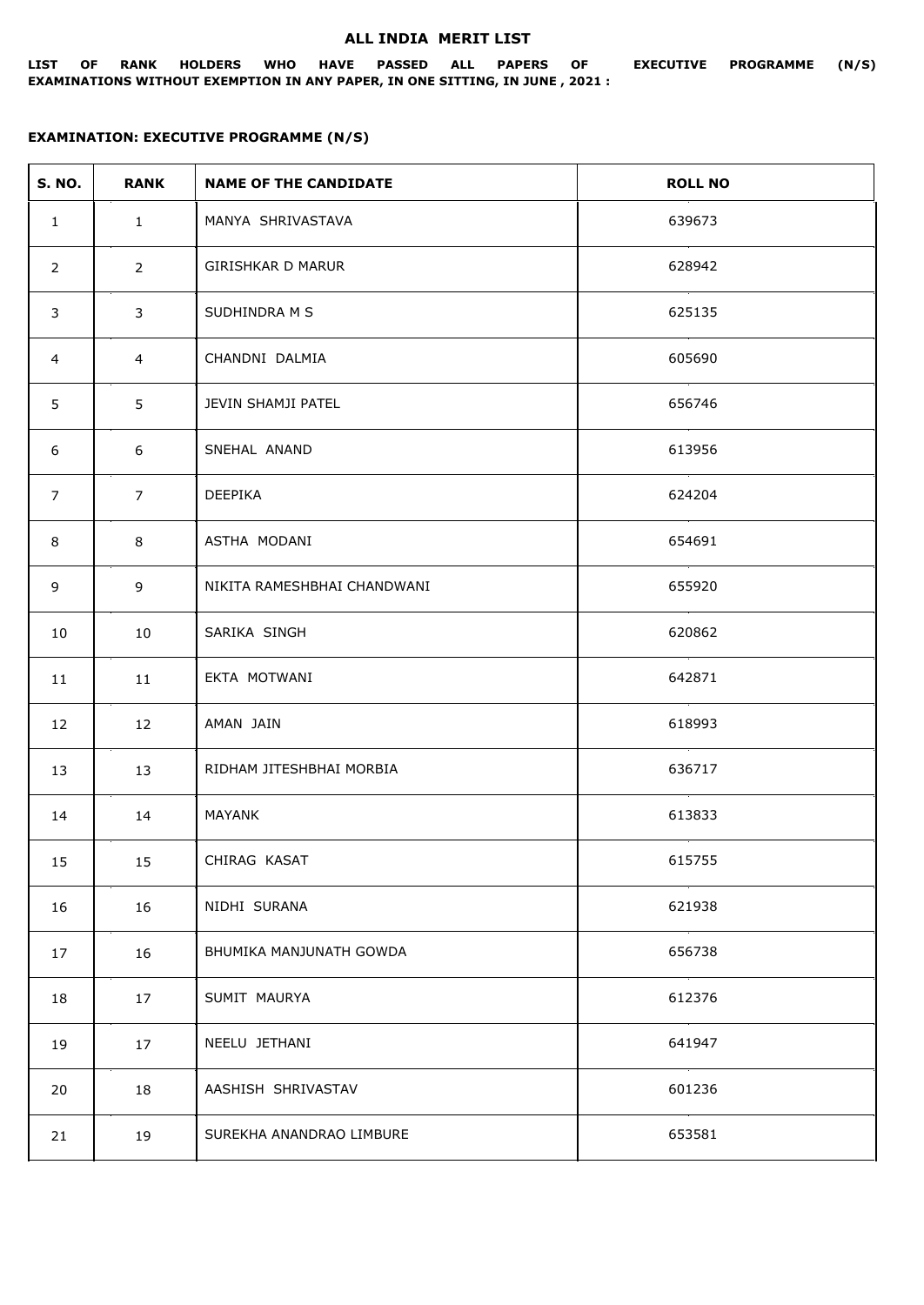# ALL INDIA MERIT LIST

**LIST OF RANK HOLDERS WHO HAVE PASSED ALL PAPERS OF EXECUTIVE PROGRAMME (N/S) EXAMINATIONS WITHOUT EXEMPTION IN ANY PAPER, IN ONE SITTING, IN JUNE , 2021 :**

**EXAMINATION: EXECUTIVE PROGRAMME (N/S)**

| S. NO. | RANK | NAME OF THE CANDIDATE | ROLL NO |
|---|---|---|---|
| 1 | 1 | MANYA SHRIVASTAVA | 639673 |
| 2 | 2 | GIRISHKAR D MARUR | 628942 |
| 3 | 3 | SUDHINDRA M S | 625135 |
| 4 | 4 | CHANDNI DALMIA | 605690 |
| 5 | 5 | JEVIN SHAMJI PATEL | 656746 |
| 6 | 6 | SNEHAL ANAND | 613956 |
| 7 | 7 | DEEPIKA | 624204 |
| 8 | 8 | ASTHA MODANI | 654691 |
| 9 | 9 | NIKITA RAMESHBHAI CHANDWANI | 655920 |
| 10 | 10 | SARIKA SINGH | 620862 |
| 11 | 11 | EKTA MOTWANI | 642871 |
| 12 | 12 | AMAN JAIN | 618993 |
| 13 | 13 | RIDHAM JITESHBHAI MORBIA | 636717 |
| 14 | 14 | MAYANK | 613833 |
| 15 | 15 | CHIRAG KASAT | 615755 |
| 16 | 16 | NIDHI SURANA | 621938 |
| 17 | 16 | BHUMIKA MANJUNATH GOWDA | 656738 |
| 18 | 17 | SUMIT MAURYA | 612376 |
| 19 | 17 | NEELU JETHANI | 641947 |
| 20 | 18 | AASHISH SHRIVASTAV | 601236 |
| 21 | 19 | SUREKHA ANANDRAO LIMBURE | 653581 |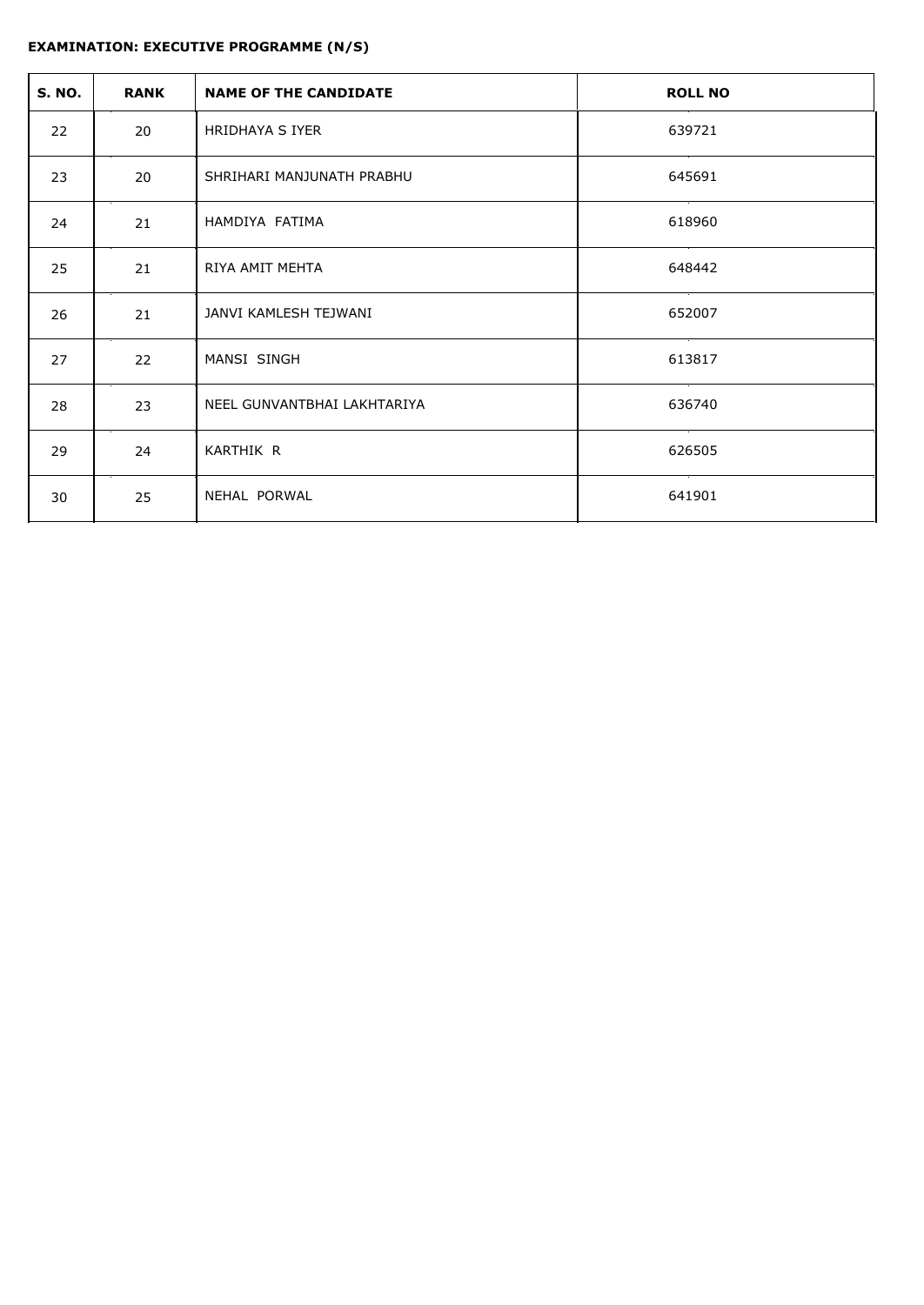**EXAMINATION: EXECUTIVE PROGRAMME (N/S)**

| S. NO. | RANK | NAME OF THE CANDIDATE | ROLL NO |
|---|---|---|---|
| 22 | 20 | HRIDHAYA S IYER | 639721 |
| 23 | 20 | SHRIHARI MANJUNATH PRABHU | 645691 |
| 24 | 21 | HAMDIYA FATIMA | 618960 |
| 25 | 21 | RIYA AMIT MEHTA | 648442 |
| 26 | 21 | JANVI KAMLESH TEJWANI | 652007 |
| 27 | 22 | MANSI SINGH | 613817 |
| 28 | 23 | NEEL GUNVANTBHAI LAKHTARIYA | 636740 |
| 29 | 24 | KARTHIK R | 626505 |
| 30 | 25 | NEHAL PORWAL | 641901 |